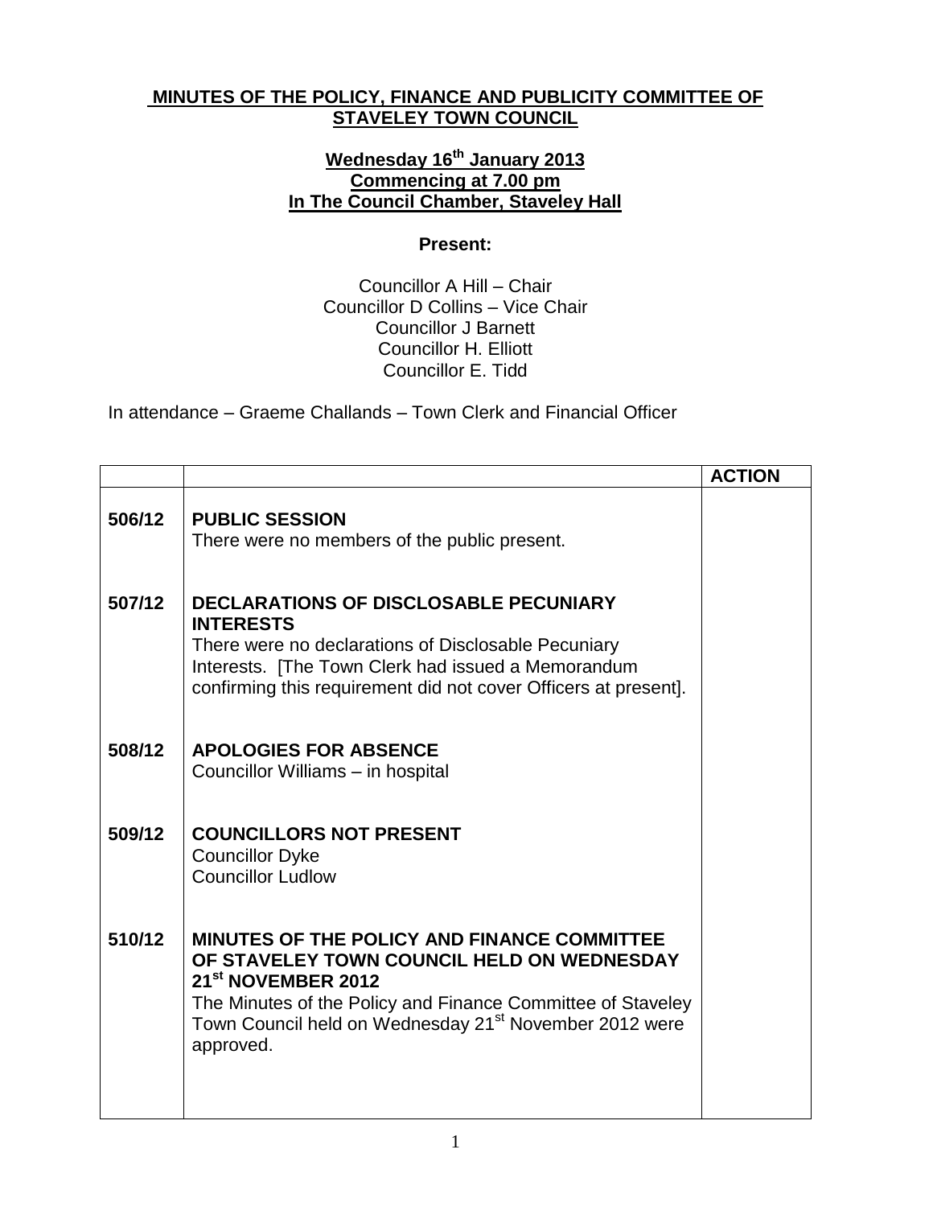# MINUTES OF THE POLICY, FINANCE AND PUBLICITY COMMITTEE OF STAVELEY TOWN COUNCIL

**Wednesday 16th January 2013**
**Commencing at 7.00 pm**
**In The Council Chamber, Staveley Hall**

**Present:**

Councillor A Hill – Chair
Councillor D Collins – Vice Chair
Councillor J Barnett
Councillor H. Elliott
Councillor E. Tidd

In attendance – Graeme Challands – Town Clerk and Financial Officer

| | | ACTION |
|---|---|---|
| 506/12 | **PUBLIC SESSION**<br>There were no members of the public present. | |
| 507/12 | **DECLARATIONS OF DISCLOSABLE PECUNIARY INTERESTS**<br>There were no declarations of Disclosable Pecuniary Interests. [The Town Clerk had issued a Memorandum confirming this requirement did not cover Officers at present]. | |
| 508/12 | **APOLOGIES FOR ABSENCE**<br>Councillor Williams – in hospital | |
| 509/12 | **COUNCILLORS NOT PRESENT**<br>Councillor Dyke<br>Councillor Ludlow | |
| 510/12 | **MINUTES OF THE POLICY AND FINANCE COMMITTEE OF STAVELEY TOWN COUNCIL HELD ON WEDNESDAY 21st NOVEMBER 2012**<br>The Minutes of the Policy and Finance Committee of Staveley Town Council held on Wednesday 21st November 2012 were approved. | |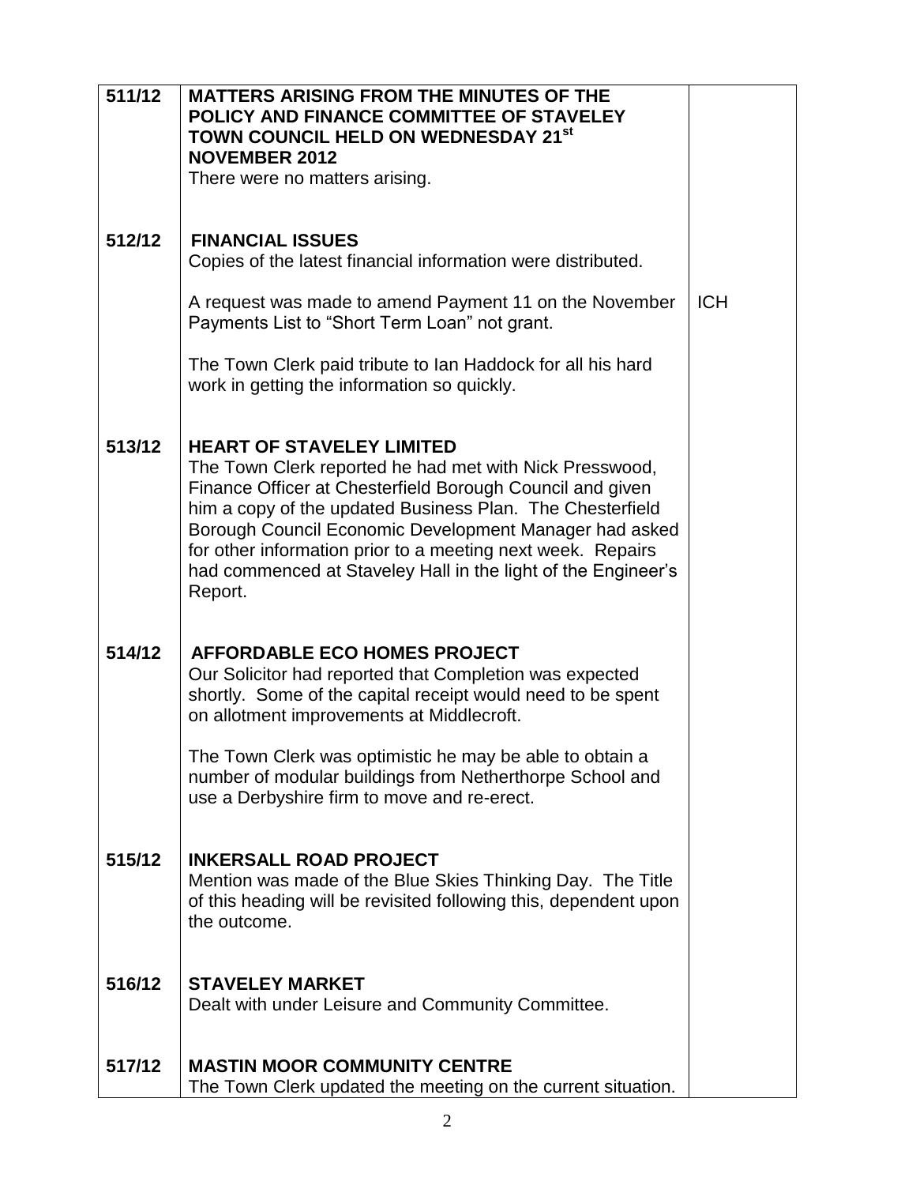| | | |
|---|---|---|
| **511/12** | **MATTERS ARISING FROM THE MINUTES OF THE POLICY AND FINANCE COMMITTEE OF STAVELEY TOWN COUNCIL HELD ON WEDNESDAY 21st NOVEMBER 2012**<br>There were no matters arising. | |
| **512/12** | **FINANCIAL ISSUES**<br>Copies of the latest financial information were distributed.<br><br>A request was made to amend Payment 11 on the November Payments List to "Short Term Loan" not grant.<br><br>The Town Clerk paid tribute to Ian Haddock for all his hard work in getting the information so quickly. | ICH |
| **513/12** | **HEART OF STAVELEY LIMITED**<br>The Town Clerk reported he had met with Nick Presswood, Finance Officer at Chesterfield Borough Council and given him a copy of the updated Business Plan. The Chesterfield Borough Council Economic Development Manager had asked for other information prior to a meeting next week. Repairs had commenced at Staveley Hall in the light of the Engineer's Report. | |
| **514/12** | **AFFORDABLE ECO HOMES PROJECT**<br>Our Solicitor had reported that Completion was expected shortly. Some of the capital receipt would need to be spent on allotment improvements at Middlecroft.<br><br>The Town Clerk was optimistic he may be able to obtain a number of modular buildings from Netherthorpe School and use a Derbyshire firm to move and re-erect. | |
| **515/12** | **INKERSALL ROAD PROJECT**<br>Mention was made of the Blue Skies Thinking Day. The Title of this heading will be revisited following this, dependent upon the outcome. | |
| **516/12** | **STAVELEY MARKET**<br>Dealt with under Leisure and Community Committee. | |
| **517/12** | **MASTIN MOOR COMMUNITY CENTRE**<br>The Town Clerk updated the meeting on the current situation. | |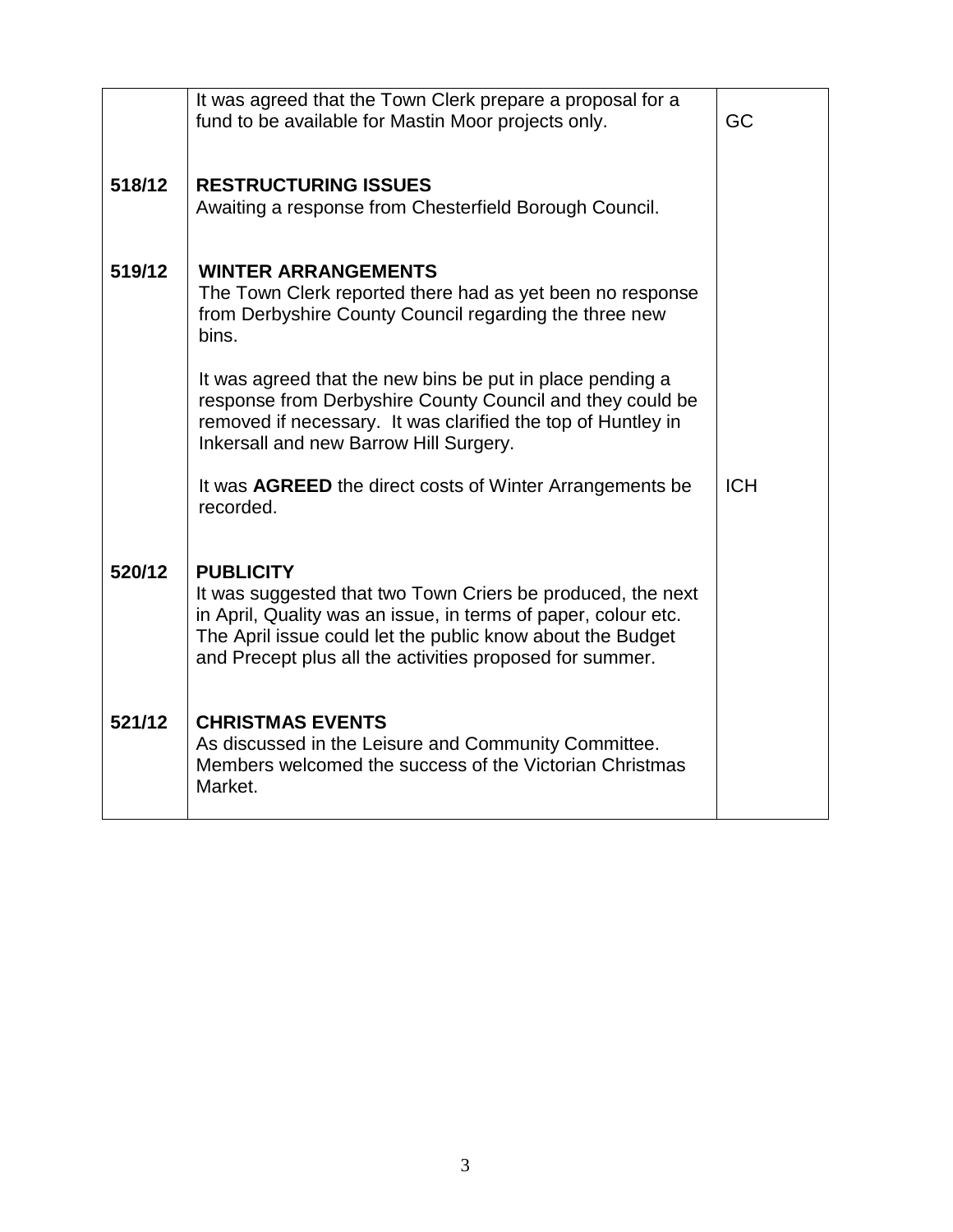| | | |
|---|---|---|
| | It was agreed that the Town Clerk prepare a proposal for a fund to be available for Mastin Moor projects only. | GC |
| **518/12** | **RESTRUCTURING ISSUES**<br>Awaiting a response from Chesterfield Borough Council. | |
| **519/12** | **WINTER ARRANGEMENTS**<br>The Town Clerk reported there had as yet been no response from Derbyshire County Council regarding the three new bins.<br><br>It was agreed that the new bins be put in place pending a response from Derbyshire County Council and they could be removed if necessary. It was clarified the top of Huntley in Inkersall and new Barrow Hill Surgery.<br><br>It was **AGREED** the direct costs of Winter Arrangements be recorded. | ICH |
| **520/12** | **PUBLICITY**<br>It was suggested that two Town Criers be produced, the next in April, Quality was an issue, in terms of paper, colour etc. The April issue could let the public know about the Budget and Precept plus all the activities proposed for summer. | |
| **521/12** | **CHRISTMAS EVENTS**<br>As discussed in the Leisure and Community Committee. Members welcomed the success of the Victorian Christmas Market. | |